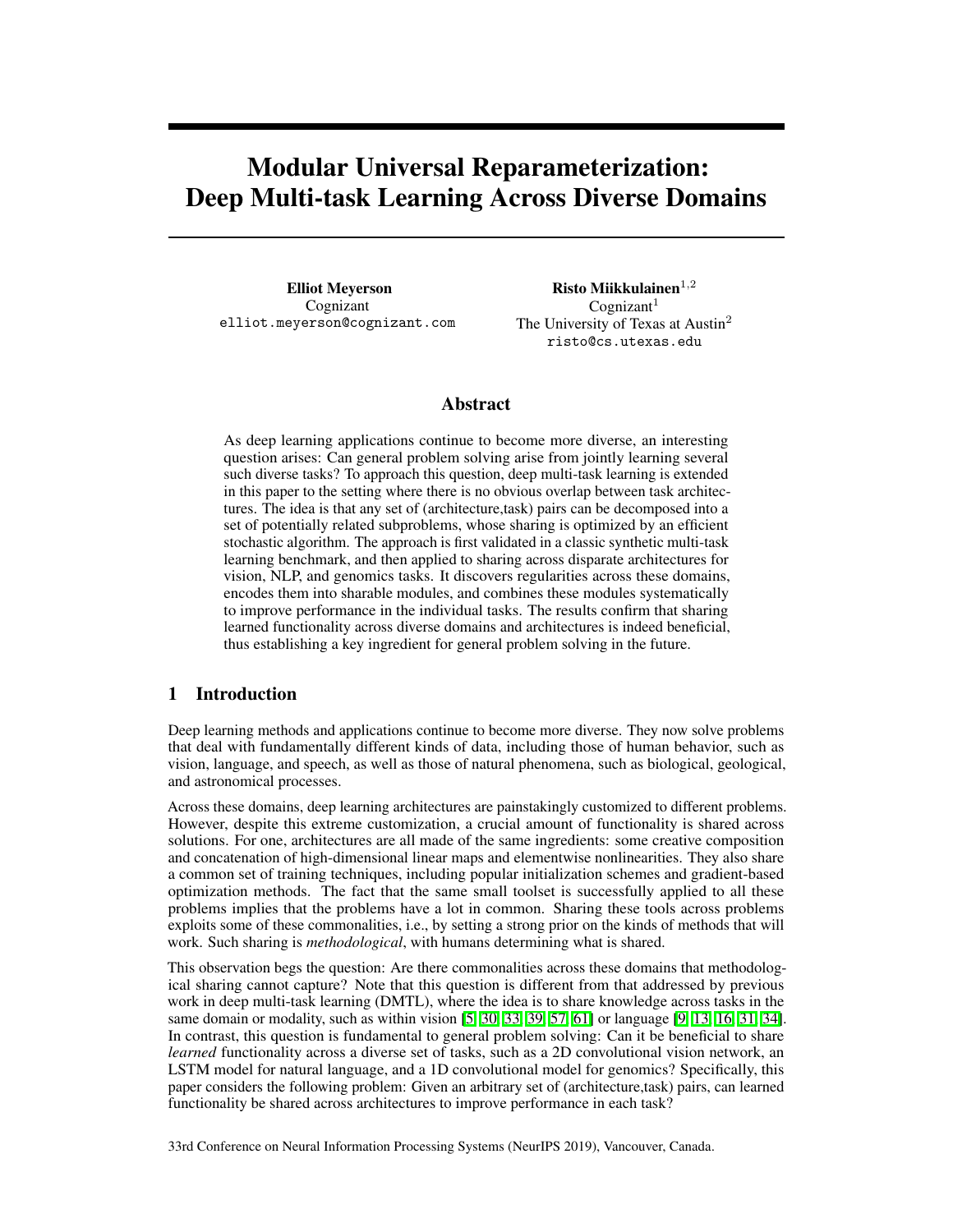# Modular Universal Reparameterization: Deep Multi-task Learning Across Diverse Domains

**Elliot Meyerson**
Cognizant
elliot.meyerson@cognizant.com

**Risto Miikkulainen**[1,2]
Cognizant[1]
The University of Texas at Austin[2]
risto@cs.utexas.edu

## Abstract

As deep learning applications continue to become more diverse, an interesting question arises: Can general problem solving arise from jointly learning several such diverse tasks? To approach this question, deep multi-task learning is extended in this paper to the setting where there is no obvious overlap between task architectures. The idea is that any set of (architecture,task) pairs can be decomposed into a set of potentially related subproblems, whose sharing is optimized by an efficient stochastic algorithm. The approach is first validated in a classic synthetic multi-task learning benchmark, and then applied to sharing across disparate architectures for vision, NLP, and genomics tasks. It discovers regularities across these domains, encodes them into sharable modules, and combines these modules systematically to improve performance in the individual tasks. The results confirm that sharing learned functionality across diverse domains and architectures is indeed beneficial, thus establishing a key ingredient for general problem solving in the future.

## 1 Introduction

Deep learning methods and applications continue to become more diverse. They now solve problems that deal with fundamentally different kinds of data, including those of human behavior, such as vision, language, and speech, as well as those of natural phenomena, such as biological, geological, and astronomical processes.

Across these domains, deep learning architectures are painstakingly customized to different problems. However, despite this extreme customization, a crucial amount of functionality is shared across solutions. For one, architectures are all made of the same ingredients: some creative composition and concatenation of high-dimensional linear maps and elementwise nonlinearities. They also share a common set of training techniques, including popular initialization schemes and gradient-based optimization methods. The fact that the same small toolset is successfully applied to all these problems implies that the problems have a lot in common. Sharing these tools across problems exploits some of these commonalities, i.e., by setting a strong prior on the kinds of methods that will work. Such sharing is *methodological*, with humans determining what is shared.

This observation begs the question: Are there commonalities across these domains that methodological sharing cannot capture? Note that this question is different from that addressed by previous work in deep multi-task learning (DMTL), where the idea is to share knowledge across tasks in the same domain or modality, such as within vision [5, 30, 33, 39, 57, 61] or language [9, 13, 16, 31, 34]. In contrast, this question is fundamental to general problem solving: Can it be beneficial to share *learned* functionality across a diverse set of tasks, such as a 2D convolutional vision network, an LSTM model for natural language, and a 1D convolutional model for genomics? Specifically, this paper considers the following problem: Given an arbitrary set of (architecture,task) pairs, can learned functionality be shared across architectures to improve performance in each task?

33rd Conference on Neural Information Processing Systems (NeurIPS 2019), Vancouver, Canada.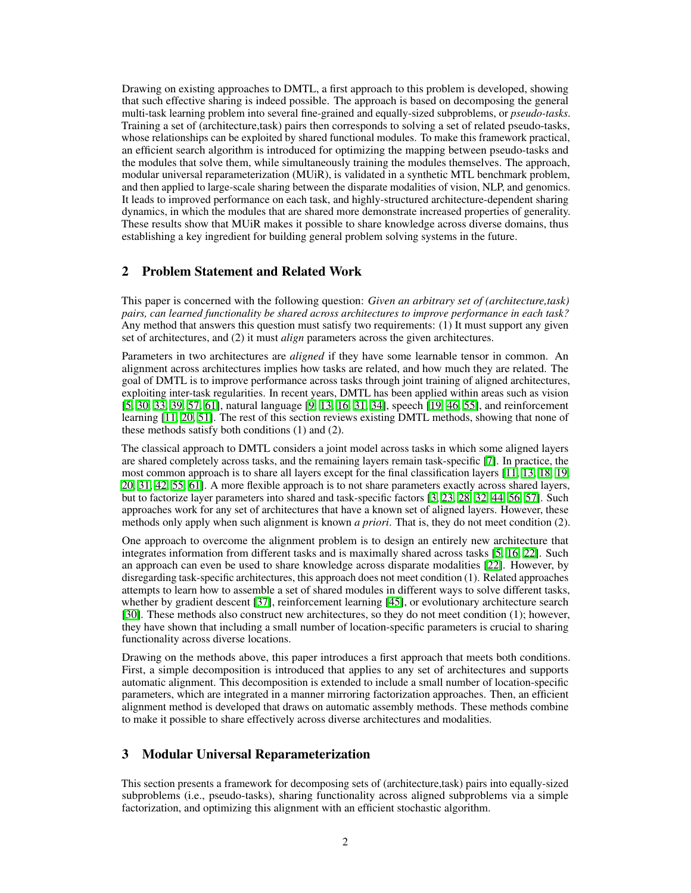Drawing on existing approaches to DMTL, a first approach to this problem is developed, showing that such effective sharing is indeed possible. The approach is based on decomposing the general multi-task learning problem into several fine-grained and equally-sized subproblems, or *pseudo-tasks*. Training a set of (architecture,task) pairs then corresponds to solving a set of related pseudo-tasks, whose relationships can be exploited by shared functional modules. To make this framework practical, an efficient search algorithm is introduced for optimizing the mapping between pseudo-tasks and the modules that solve them, while simultaneously training the modules themselves. The approach, modular universal reparameterization (MUiR), is validated in a synthetic MTL benchmark problem, and then applied to large-scale sharing between the disparate modalities of vision, NLP, and genomics. It leads to improved performance on each task, and highly-structured architecture-dependent sharing dynamics, in which the modules that are shared more demonstrate increased properties of generality. These results show that MUiR makes it possible to share knowledge across diverse domains, thus establishing a key ingredient for building general problem solving systems in the future.

## 2 Problem Statement and Related Work

This paper is concerned with the following question: *Given an arbitrary set of (architecture,task) pairs, can learned functionality be shared across architectures to improve performance in each task?* Any method that answers this question must satisfy two requirements: (1) It must support any given set of architectures, and (2) it must *align* parameters across the given architectures.

Parameters in two architectures are *aligned* if they have some learnable tensor in common. An alignment across architectures implies how tasks are related, and how much they are related. The goal of DMTL is to improve performance across tasks through joint training of aligned architectures, exploiting inter-task regularities. In recent years, DMTL has been applied within areas such as vision [5, 30, 33, 39, 57, 61], natural language [9, 13, 16, 31, 34], speech [19, 46, 55], and reinforcement learning [11, 20, 51]. The rest of this section reviews existing DMTL methods, showing that none of these methods satisfy both conditions (1) and (2).

The classical approach to DMTL considers a joint model across tasks in which some aligned layers are shared completely across tasks, and the remaining layers remain task-specific [7]. In practice, the most common approach is to share all layers except for the final classification layers [11, 13, 18, 19, 20, 31, 42, 55, 61]. A more flexible approach is to not share parameters exactly across shared layers, but to factorize layer parameters into shared and task-specific factors [3, 23, 28, 32, 44, 56, 57]. Such approaches work for any set of architectures that have a known set of aligned layers. However, these methods only apply when such alignment is known *a priori*. That is, they do not meet condition (2).

One approach to overcome the alignment problem is to design an entirely new architecture that integrates information from different tasks and is maximally shared across tasks [5, 16, 22]. Such an approach can even be used to share knowledge across disparate modalities [22]. However, by disregarding task-specific architectures, this approach does not meet condition (1). Related approaches attempts to learn how to assemble a set of shared modules in different ways to solve different tasks, whether by gradient descent [37], reinforcement learning [45], or evolutionary architecture search [30]. These methods also construct new architectures, so they do not meet condition (1); however, they have shown that including a small number of location-specific parameters is crucial to sharing functionality across diverse locations.

Drawing on the methods above, this paper introduces a first approach that meets both conditions. First, a simple decomposition is introduced that applies to any set of architectures and supports automatic alignment. This decomposition is extended to include a small number of location-specific parameters, which are integrated in a manner mirroring factorization approaches. Then, an efficient alignment method is developed that draws on automatic assembly methods. These methods combine to make it possible to share effectively across diverse architectures and modalities.

## 3 Modular Universal Reparameterization

This section presents a framework for decomposing sets of (architecture,task) pairs into equally-sized subproblems (i.e., pseudo-tasks), sharing functionality across aligned subproblems via a simple factorization, and optimizing this alignment with an efficient stochastic algorithm.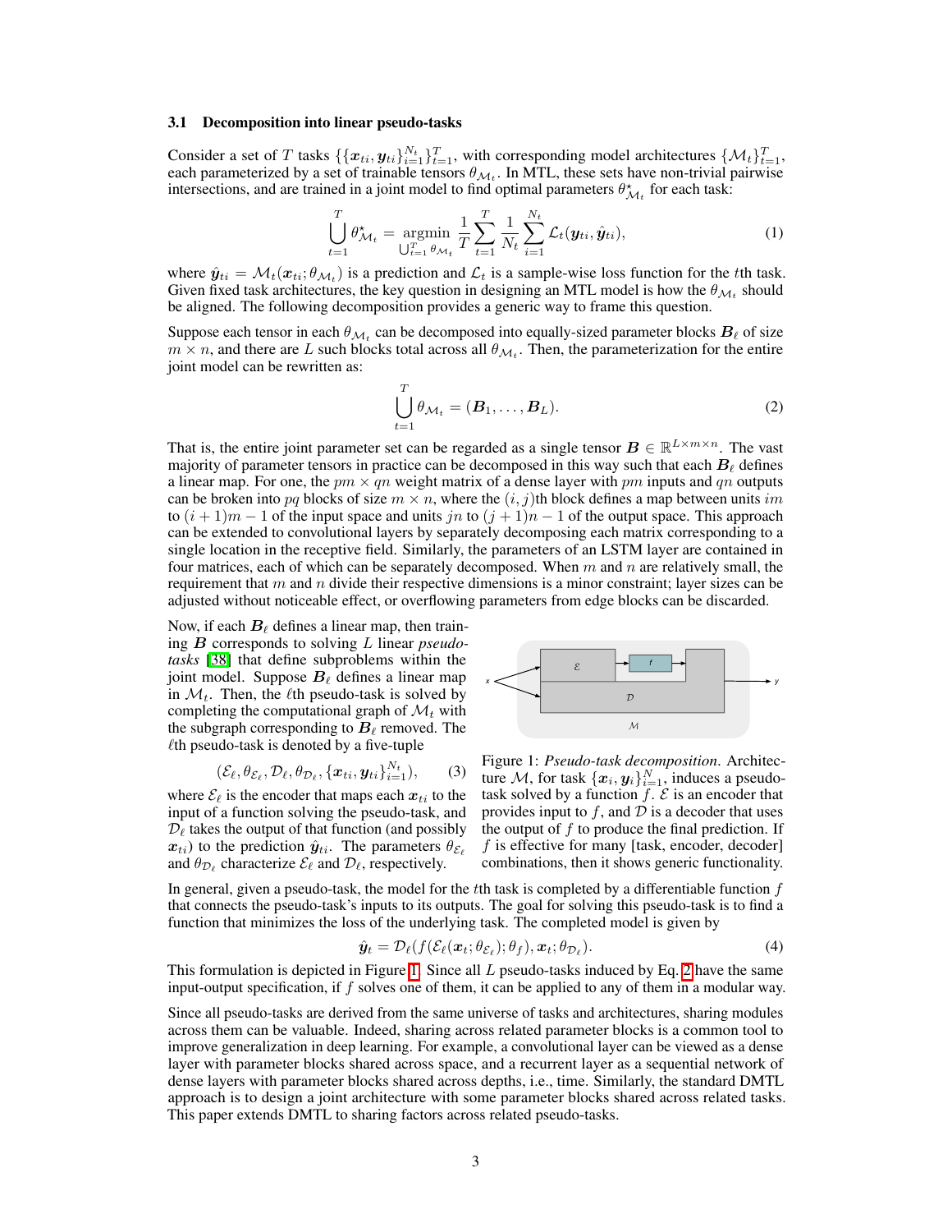### 3.1 Decomposition into linear pseudo-tasks

Consider a set of $T$ tasks $\{\{\boldsymbol{x}_{ti}, \boldsymbol{y}_{ti}\}_{i=1}^{N_t}\}_{t=1}^{T}$, with corresponding model architectures $\{\mathcal{M}_t\}_{t=1}^{T}$, each parameterized by a set of trainable tensors $\theta_{\mathcal{M}_t}$. In MTL, these sets have non-trivial pairwise intersections, and are trained in a joint model to find optimal parameters $\theta^{\star}_{\mathcal{M}_t}$ for each task:

$$\bigcup_{t=1}^{T} \theta^{\star}_{\mathcal{M}_t} = \underset{\bigcup_{t=1}^{T} \theta_{\mathcal{M}_t}}{\operatorname{argmin}} \frac{1}{T} \sum_{t=1}^{T} \frac{1}{N_t} \sum_{i=1}^{N_t} \mathcal{L}_t(\boldsymbol{y}_{ti}, \hat{\boldsymbol{y}}_{ti}), \tag{1}$$

where $\hat{\boldsymbol{y}}_{ti} = \mathcal{M}_t(\boldsymbol{x}_{ti}; \theta_{\mathcal{M}_t})$ is a prediction and $\mathcal{L}_t$ is a sample-wise loss function for the $t$th task. Given fixed task architectures, the key question in designing an MTL model is how the $\theta_{\mathcal{M}_t}$ should be aligned. The following decomposition provides a generic way to frame this question.

Suppose each tensor in each $\theta_{\mathcal{M}_t}$ can be decomposed into equally-sized parameter blocks $\boldsymbol{B}_\ell$ of size $m \times n$, and there are $L$ such blocks total across all $\theta_{\mathcal{M}_t}$. Then, the parameterization for the entire joint model can be rewritten as:

$$\bigcup_{t=1}^{T} \theta_{\mathcal{M}_t} = (\boldsymbol{B}_1, \ldots, \boldsymbol{B}_L). \tag{2}$$

That is, the entire joint parameter set can be regarded as a single tensor $\boldsymbol{B} \in \mathbb{R}^{L \times m \times n}$. The vast majority of parameter tensors in practice can be decomposed in this way such that each $\boldsymbol{B}_\ell$ defines a linear map. For one, the $pm \times qn$ weight matrix of a dense layer with $pm$ inputs and $qn$ outputs can be broken into $pq$ blocks of size $m \times n$, where the $(i, j)$th block defines a map between units $im$ to $(i+1)m - 1$ of the input space and units $jn$ to $(j+1)n - 1$ of the output space. This approach can be extended to convolutional layers by separately decomposing each matrix corresponding to a single location in the receptive field. Similarly, the parameters of an LSTM layer are contained in four matrices, each of which can be separately decomposed. When $m$ and $n$ are relatively small, the requirement that $m$ and $n$ divide their respective dimensions is a minor constraint; layer sizes can be adjusted without noticeable effect, or overflowing parameters from edge blocks can be discarded.

Now, if each $\boldsymbol{B}_\ell$ defines a linear map, then training $\boldsymbol{B}$ corresponds to solving $L$ linear *pseudo-tasks* [38] that define subproblems within the joint model. Suppose $\boldsymbol{B}_\ell$ defines a linear map in $\mathcal{M}_t$. Then, the $\ell$th pseudo-task is solved by completing the computational graph of $\mathcal{M}_t$ with the subgraph corresponding to $\boldsymbol{B}_\ell$ removed. The $\ell$th pseudo-task is denoted by a five-tuple

$$(\mathcal{E}_\ell, \theta_{\mathcal{E}_\ell}, \mathcal{D}_\ell, \theta_{\mathcal{D}_\ell}, \{\boldsymbol{x}_{ti}, \boldsymbol{y}_{ti}\}_{i=1}^{N_t}), \tag{3}$$

where $\mathcal{E}_\ell$ is the encoder that maps each $\boldsymbol{x}_{ti}$ to the input of a function solving the pseudo-task, and $\mathcal{D}_\ell$ takes the output of that function (and possibly $\boldsymbol{x}_{ti}$) to the prediction $\hat{\boldsymbol{y}}_{ti}$. The parameters $\theta_{\mathcal{E}_\ell}$ and $\theta_{\mathcal{D}_\ell}$ characterize $\mathcal{E}_\ell$ and $\mathcal{D}_\ell$, respectively.

Figure 1: *Pseudo-task decomposition*. Architecture $\mathcal{M}$, for task $\{\boldsymbol{x}_i, \boldsymbol{y}_i\}_{i=1}^{N}$, induces a pseudo-task solved by a function $f$. $\mathcal{E}$ is an encoder that provides input to $f$, and $\mathcal{D}$ is a decoder that uses the output of $f$ to produce the final prediction. If $f$ is effective for many [task, encoder, decoder] combinations, then it shows generic functionality.

In general, given a pseudo-task, the model for the $t$th task is completed by a differentiable function $f$ that connects the pseudo-task's inputs to its outputs. The goal for solving this pseudo-task is to find a function that minimizes the loss of the underlying task. The completed model is given by

$$\hat{\boldsymbol{y}}_t = \mathcal{D}_\ell(f(\mathcal{E}_\ell(\boldsymbol{x}_t; \theta_{\mathcal{E}_\ell}); \theta_f), \boldsymbol{x}_t; \theta_{\mathcal{D}_\ell}). \tag{4}$$

This formulation is depicted in Figure 1. Since all $L$ pseudo-tasks induced by Eq. 2 have the same input-output specification, if $f$ solves one of them, it can be applied to any of them in a modular way.

Since all pseudo-tasks are derived from the same universe of tasks and architectures, sharing modules across them can be valuable. Indeed, sharing across related parameter blocks is a common tool to improve generalization in deep learning. For example, a convolutional layer can be viewed as a dense layer with parameter blocks shared across space, and a recurrent layer as a sequential network of dense layers with parameter blocks shared across depths, i.e., time. Similarly, the standard DMTL approach is to design a joint architecture with some parameter blocks shared across related tasks. This paper extends DMTL to sharing factors across related pseudo-tasks.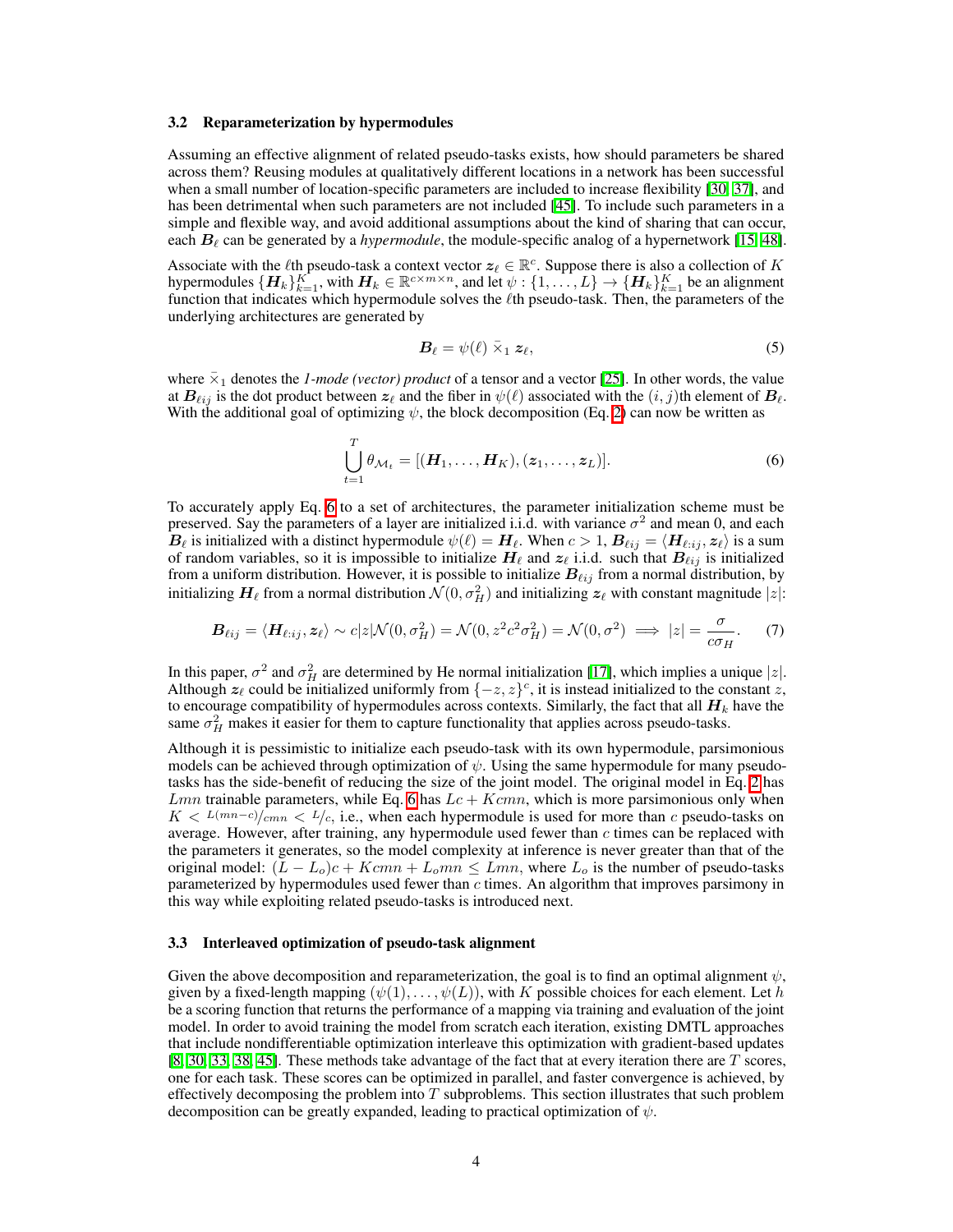### 3.2 Reparameterization by hypermodules

Assuming an effective alignment of related pseudo-tasks exists, how should parameters be shared across them? Reusing modules at qualitatively different locations in a network has been successful when a small number of location-specific parameters are included to increase flexibility [30, 37], and has been detrimental when such parameters are not included [45]. To include such parameters in a simple and flexible way, and avoid additional assumptions about the kind of sharing that can occur, each $\boldsymbol{B}_\ell$ can be generated by a *hypermodule*, the module-specific analog of a hypernetwork [15, 48].

Associate with the $\ell$th pseudo-task a context vector $\boldsymbol{z}_\ell \in \mathbb{R}^c$. Suppose there is also a collection of $K$ hypermodules $\{\boldsymbol{H}_k\}_{k=1}^K$, with $\boldsymbol{H}_k \in \mathbb{R}^{c \times m \times n}$, and let $\psi : \{1, \ldots, L\} \rightarrow \{\boldsymbol{H}_k\}_{k=1}^K$ be an alignment function that indicates which hypermodule solves the $\ell$th pseudo-task. Then, the parameters of the underlying architectures are generated by

$$\boldsymbol{B}_\ell = \psi(\ell) \ \bar{\times}_1 \ \boldsymbol{z}_\ell, \tag{5}$$

where $\bar{\times}_1$ denotes the *1-mode (vector) product* of a tensor and a vector [25]. In other words, the value at $\boldsymbol{B}_{\ell ij}$ is the dot product between $\boldsymbol{z}_\ell$ and the fiber in $\psi(\ell)$ associated with the $(i, j)$th element of $\boldsymbol{B}_\ell$. With the additional goal of optimizing $\psi$, the block decomposition (Eq. 2) can now be written as

$$\bigcup_{t=1}^{T} \theta_{\mathcal{M}_t} = [(\boldsymbol{H}_1, \ldots, \boldsymbol{H}_K), (\boldsymbol{z}_1, \ldots, \boldsymbol{z}_L)]. \tag{6}$$

To accurately apply Eq. 6 to a set of architectures, the parameter initialization scheme must be preserved. Say the parameters of a layer are initialized i.i.d. with variance $\sigma^2$ and mean 0, and each $\boldsymbol{B}_\ell$ is initialized with a distinct hypermodule $\psi(\ell) = \boldsymbol{H}_\ell$. When $c > 1$, $\boldsymbol{B}_{\ell ij} = \langle \boldsymbol{H}_{\ell:ij}, \boldsymbol{z}_\ell \rangle$ is a sum of random variables, so it is impossible to initialize $\boldsymbol{H}_\ell$ and $\boldsymbol{z}_\ell$ i.i.d. such that $\boldsymbol{B}_{\ell ij}$ is initialized from a uniform distribution. However, it is possible to initialize $\boldsymbol{B}_{\ell ij}$ from a normal distribution, by initializing $\boldsymbol{H}_\ell$ from a normal distribution $\mathcal{N}(0, \sigma_H^2)$ and initializing $\boldsymbol{z}_\ell$ with constant magnitude $|z|$:

$$\boldsymbol{B}_{\ell ij} = \langle \boldsymbol{H}_{\ell:ij}, \boldsymbol{z}_\ell \rangle \sim c|z|\mathcal{N}(0, \sigma_H^2) = \mathcal{N}(0, z^2 c^2 \sigma_H^2) = \mathcal{N}(0, \sigma^2) \implies |z| = \frac{\sigma}{c\sigma_H}. \tag{7}$$

In this paper, $\sigma^2$ and $\sigma_H^2$ are determined by He normal initialization [17], which implies a unique $|z|$. Although $\boldsymbol{z}_\ell$ could be initialized uniformly from $\{-z, z\}^c$, it is instead initialized to the constant $z$, to encourage compatibility of hypermodules across contexts. Similarly, the fact that all $\boldsymbol{H}_k$ have the same $\sigma_H^2$ makes it easier for them to capture functionality that applies across pseudo-tasks.

Although it is pessimistic to initialize each pseudo-task with its own hypermodule, parsimonious models can be achieved through optimization of $\psi$. Using the same hypermodule for many pseudo-tasks has the side-benefit of reducing the size of the joint model. The original model in Eq. 2 has $Lmn$ trainable parameters, while Eq. 6 has $Lc + Kcmn$, which is more parsimonious only when $K < {}^{L(mn-c)}/_{cmn} < {}^{L}/_{c}$, i.e., when each hypermodule is used for more than $c$ pseudo-tasks on average. However, after training, any hypermodule used fewer than $c$ times can be replaced with the parameters it generates, so the model complexity at inference is never greater than that of the original model: $(L - L_o)c + Kcmn + L_o mn \leq Lmn$, where $L_o$ is the number of pseudo-tasks parameterized by hypermodules used fewer than $c$ times. An algorithm that improves parsimony in this way while exploiting related pseudo-tasks is introduced next.

### 3.3 Interleaved optimization of pseudo-task alignment

Given the above decomposition and reparameterization, the goal is to find an optimal alignment $\psi$, given by a fixed-length mapping $(\psi(1), \ldots, \psi(L))$, with $K$ possible choices for each element. Let $h$ be a scoring function that returns the performance of a mapping via training and evaluation of the joint model. In order to avoid training the model from scratch each iteration, existing DMTL approaches that include nondifferentiable optimization interleave this optimization with gradient-based updates [8, 30, 33, 38, 45]. These methods take advantage of the fact that at every iteration there are $T$ scores, one for each task. These scores can be optimized in parallel, and faster convergence is achieved, by effectively decomposing the problem into $T$ subproblems. This section illustrates that such problem decomposition can be greatly expanded, leading to practical optimization of $\psi$.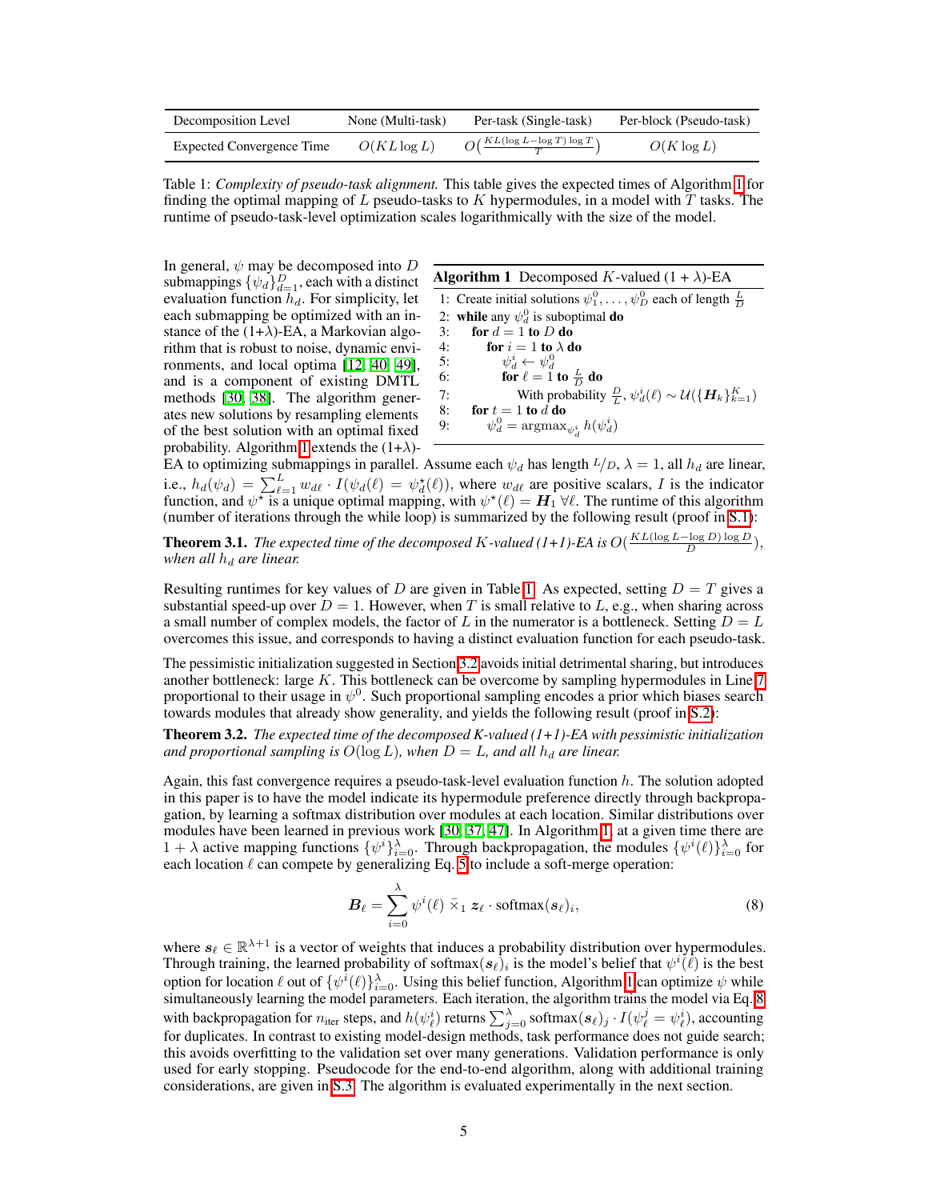| Decomposition Level | None (Multi-task) | Per-task (Single-task) | Per-block (Pseudo-task) |
|---|---|---|---|
| Expected Convergence Time | $O(KL \log L)$ | $O(\frac{KL(\log L - \log T)\log T}{T})$ | $O(K \log L)$ |

Table 1: *Complexity of pseudo-task alignment.* This table gives the expected times of Algorithm 1 for finding the optimal mapping of $L$ pseudo-tasks to $K$ hypermodules, in a model with $T$ tasks. The runtime of pseudo-task-level optimization scales logarithmically with the size of the model.

In general, $\psi$ may be decomposed into $D$ submappings $\{\psi_d\}_{d=1}^D$, each with a distinct evaluation function $h_d$. For simplicity, let each submapping be optimized with an instance of the (1+$\lambda$)-EA, a Markovian algorithm that is robust to noise, dynamic environments, and local optima [12, 40, 49], and is a component of existing DMTL methods [30, 38]. The algorithm generates new solutions by resampling elements of the best solution with an optimal fixed probability. Algorithm 1 extends the (1+$\lambda$)-EA to optimizing submappings in parallel. Assume each $\psi_d$ has length $L/D$, $\lambda = 1$, all $h_d$ are linear, i.e., $h_d(\psi_d) = \sum_{\ell=1}^{L} w_{d\ell} \cdot I(\psi_d(\ell) = \psi_d^\star(\ell))$, where $w_{d\ell}$ are positive scalars, $I$ is the indicator function, and $\psi^\star$ is a unique optimal mapping, with $\psi^\star(\ell) = \boldsymbol{H}_1 \; \forall \ell$. The runtime of this algorithm (number of iterations through the while loop) is summarized by the following result (proof in S.1):

**Algorithm 1** Decomposed $K$-valued (1 + $\lambda$)-EA

```
1: Create initial solutions ψ_1^0, ..., ψ_D^0 each of length L/D
2: while any ψ_d^0 is suboptimal do
3:   for d = 1 to D do
4:     for i = 1 to λ do
5:       ψ_d^i ← ψ_d^0
6:       for ℓ = 1 to L/D do
7:         With probability D/L, ψ_d^i(ℓ) ~ U({H_k}_{k=1}^K)
8:   for t = 1 to d do
9:     ψ_d^0 = argmax_{ψ_d^i} h(ψ_d^i)
```

**Theorem 3.1.** *The expected time of the decomposed $K$-valued (1+1)-EA is $O(\frac{KL(\log L - \log D)\log D}{D})$, when all $h_d$ are linear.*

Resulting runtimes for key values of $D$ are given in Table 1. As expected, setting $D = T$ gives a substantial speed-up over $D = 1$. However, when $T$ is small relative to $L$, e.g., when sharing across a small number of complex models, the factor of $L$ in the numerator is a bottleneck. Setting $D = L$ overcomes this issue, and corresponds to having a distinct evaluation function for each pseudo-task.

The pessimistic initialization suggested in Section 3.2 avoids initial detrimental sharing, but introduces another bottleneck: large $K$. This bottleneck can be overcome by sampling hypermodules in Line 7 proportional to their usage in $\psi^0$. Such proportional sampling encodes a prior which biases search towards modules that already show generality, and yields the following result (proof in S.2):

**Theorem 3.2.** *The expected time of the decomposed $K$-valued (1+1)-EA with pessimistic initialization and proportional sampling is $O(\log L)$, when $D = L$, and all $h_d$ are linear.*

Again, this fast convergence requires a pseudo-task-level evaluation function $h$. The solution adopted in this paper is to have the model indicate its hypermodule preference directly through backpropagation, by learning a softmax distribution over modules at each location. Similar distributions over modules have been learned in previous work [30, 37, 47]. In Algorithm 1, at a given time there are $1 + \lambda$ active mapping functions $\{\psi^i\}_{i=0}^{\lambda}$. Through backpropagation, the modules $\{\psi^i(\ell)\}_{i=0}^{\lambda}$ for each location $\ell$ can compete by generalizing Eq. 5 to include a soft-merge operation:

$$\boldsymbol{B}_\ell = \sum_{i=0}^{\lambda} \psi^i(\ell) \;\bar{\times}_1\; \boldsymbol{z}_\ell \cdot \mathrm{softmax}(\boldsymbol{s}_\ell)_i, \tag{8}$$

where $\boldsymbol{s}_\ell \in \mathbb{R}^{\lambda+1}$ is a vector of weights that induces a probability distribution over hypermodules. Through training, the learned probability of $\mathrm{softmax}(\boldsymbol{s}_\ell)_i$ is the model's belief that $\psi^i(\ell)$ is the best option for location $\ell$ out of $\{\psi^i(\ell)\}_{i=0}^{\lambda}$. Using this belief function, Algorithm 1 can optimize $\psi$ while simultaneously learning the model parameters. Each iteration, the algorithm trains the model via Eq. 8 with backpropagation for $n_{\text{iter}}$ steps, and $h(\psi_\ell^i)$ returns $\sum_{j=0}^{\lambda} \mathrm{softmax}(\boldsymbol{s}_\ell)_j \cdot I(\psi_\ell^j = \psi_\ell^i)$, accounting for duplicates. In contrast to existing model-design methods, task performance does not guide search; this avoids overfitting to the validation set over many generations. Validation performance is only used for early stopping. Pseudocode for the end-to-end algorithm, along with additional training considerations, are given in S.3. The algorithm is evaluated experimentally in the next section.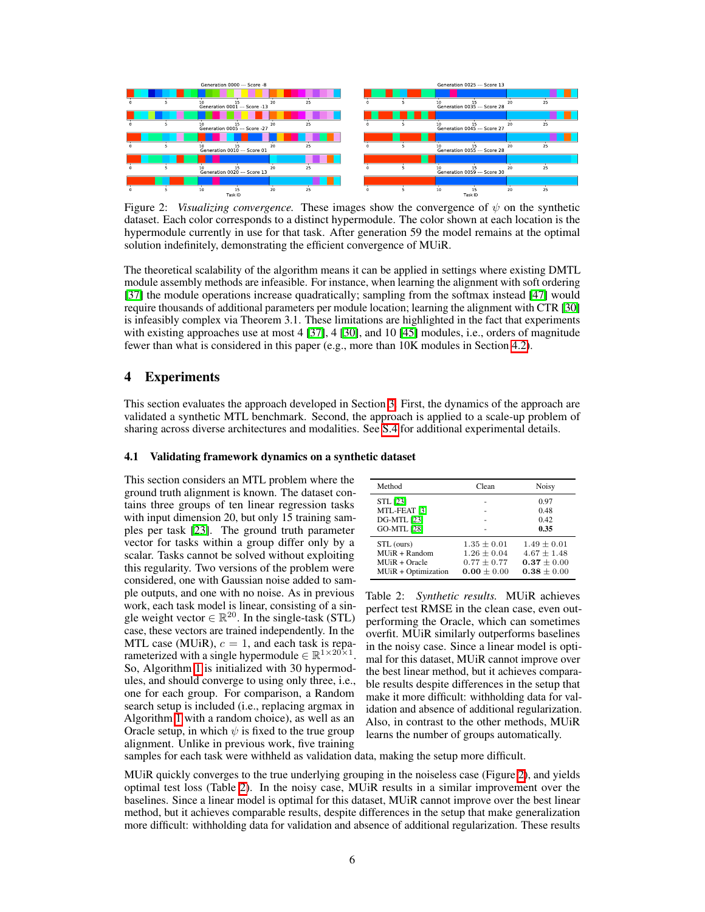Figure 2: *Visualizing convergence.* These images show the convergence of $\psi$ on the synthetic dataset. Each color corresponds to a distinct hypermodule. The color shown at each location is the hypermodule currently in use for that task. After generation 59 the model remains at the optimal solution indefinitely, demonstrating the efficient convergence of MUiR.

The theoretical scalability of the algorithm means it can be applied in settings where existing DMTL module assembly methods are infeasible. For instance, when learning the alignment with soft ordering [37] the module operations increase quadratically; sampling from the softmax instead [47] would require thousands of additional parameters per module location; learning the alignment with CTR [30] is infeasibly complex via Theorem 3.1. These limitations are highlighted in the fact that experiments with existing approaches use at most 4 [37], 4 [30], and 10 [45] modules, i.e., orders of magnitude fewer than what is considered in this paper (e.g., more than 10K modules in Section 4.2).

## 4 Experiments

This section evaluates the approach developed in Section 3. First, the dynamics of the approach are validated a synthetic MTL benchmark. Second, the approach is applied to a scale-up problem of sharing across diverse architectures and modalities. See S.4 for additional experimental details.

### 4.1 Validating framework dynamics on a synthetic dataset

This section considers an MTL problem where the ground truth alignment is known. The dataset contains three groups of ten linear regression tasks with input dimension 20, but only 15 training samples per task [23]. The ground truth parameter vector for tasks within a group differ only by a scalar. Tasks cannot be solved without exploiting this regularity. Two versions of the problem were considered, one with Gaussian noise added to sample outputs, and one with no noise. As in previous work, each task model is linear, consisting of a single weight vector $\in \mathbb{R}^{20}$. In the single-task (STL) case, these vectors are trained independently. In the MTL case (MUiR), $c = 1$, and each task is reparameterized with a single hypermodule $\in \mathbb{R}^{1 \times 20 \times 1}$. So, Algorithm 1 is initialized with 30 hypermodules, and should converge to using only three, i.e., one for each group. For comparison, a Random search setup is included (i.e., replacing argmax in Algorithm 1 with a random choice), as well as an Oracle setup, in which $\psi$ is fixed to the true group alignment. Unlike in previous work, five training samples for each task were withheld as validation data, making the setup more difficult.

| Method | Clean | Noisy |
|---|---|---|
| STL [23] | - | 0.97 |
| MTL-FEAT [3] | - | 0.48 |
| DG-MTL [23] | - | 0.42 |
| GO-MTL [28] | - | **0.35** |
| STL (ours) | $1.35 \pm 0.01$ | $1.49 \pm 0.01$ |
| MUiR + Random | $1.26 \pm 0.04$ | $4.67 \pm 1.48$ |
| MUiR + Oracle | $0.77 \pm 0.77$ | $\mathbf{0.37} \pm 0.00$ |
| MUiR + Optimization | $\mathbf{0.00} \pm 0.00$ | $\mathbf{0.38} \pm 0.00$ |

Table 2: *Synthetic results.* MUiR achieves perfect test RMSE in the clean case, even outperforming the Oracle, which can sometimes overfit. MUiR similarly outperforms baselines in the noisy case. Since a linear model is optimal for this dataset, MUiR cannot improve over the best linear method, but it achieves comparable results despite differences in the setup that make it more difficult: withholding data for validation and absence of additional regularization. Also, in contrast to the other methods, MUiR learns the number of groups automatically.

MUiR quickly converges to the true underlying grouping in the noiseless case (Figure 2), and yields optimal test loss (Table 2). In the noisy case, MUiR results in a similar improvement over the baselines. Since a linear model is optimal for this dataset, MUiR cannot improve over the best linear method, but it achieves comparable results, despite differences in the setup that make generalization more difficult: withholding data for validation and absence of additional regularization. These results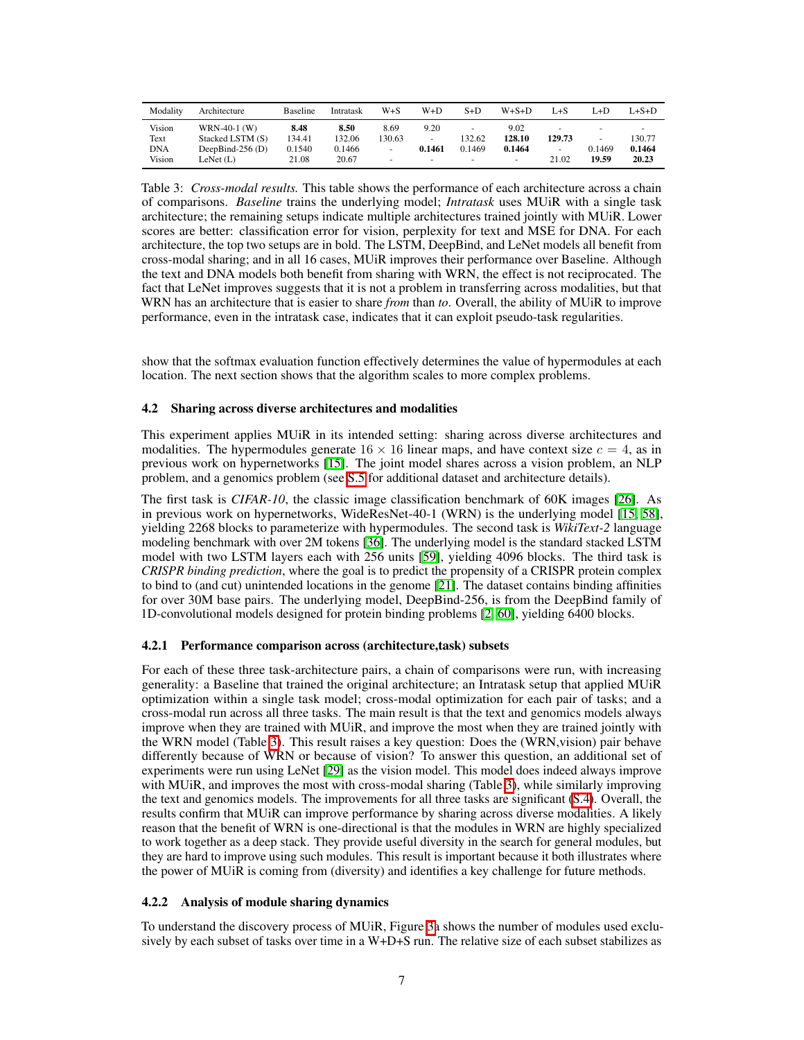| Modality | Architecture | Baseline | Intratask | W+S | W+D | S+D | W+S+D | L+S | L+D | L+S+D |
|---|---|---|---|---|---|---|---|---|---|---|
| Vision | WRN-40-1 (W) | **8.48** | **8.50** | 8.69 | 9.20 | - | 9.02 | - | - | - |
| Text | Stacked LSTM (S) | 134.41 | 132.06 | 130.63 | - | 132.62 | **128.10** | **129.73** | - | 130.77 |
| DNA | DeepBind-256 (D) | 0.1540 | 0.1466 | - | **0.1461** | 0.1469 | **0.1464** | - | 0.1469 | **0.1464** |
| Vision | LeNet (L) | 21.08 | 20.67 | - | - | - | - | 21.02 | **19.59** | **20.23** |

Table 3: *Cross-modal results.* This table shows the performance of each architecture across a chain of comparisons. *Baseline* trains the underlying model; *Intratask* uses MUiR with a single task architecture; the remaining setups indicate multiple architectures trained jointly with MUiR. Lower scores are better: classification error for vision, perplexity for text and MSE for DNA. For each architecture, the top two setups are in bold. The LSTM, DeepBind, and LeNet models all benefit from cross-modal sharing; and in all 16 cases, MUiR improves their performance over Baseline. Although the text and DNA models both benefit from sharing with WRN, the effect is not reciprocated. The fact that LeNet improves suggests that it is not a problem in transferring across modalities, but that WRN has an architecture that is easier to share *from* than *to*. Overall, the ability of MUiR to improve performance, even in the intratask case, indicates that it can exploit pseudo-task regularities.

show that the softmax evaluation function effectively determines the value of hypermodules at each location. The next section shows that the algorithm scales to more complex problems.

### 4.2 Sharing across diverse architectures and modalities

This experiment applies MUiR in its intended setting: sharing across diverse architectures and modalities. The hypermodules generate $16 \times 16$ linear maps, and have context size $c = 4$, as in previous work on hypernetworks [15]. The joint model shares across a vision problem, an NLP problem, and a genomics problem (see S.5 for additional dataset and architecture details).

The first task is *CIFAR-10*, the classic image classification benchmark of 60K images [26]. As in previous work on hypernetworks, WideResNet-40-1 (WRN) is the underlying model [15, 58], yielding 2268 blocks to parameterize with hypermodules. The second task is *WikiText-2* language modeling benchmark with over 2M tokens [36]. The underlying model is the standard stacked LSTM model with two LSTM layers each with 256 units [59], yielding 4096 blocks. The third task is *CRISPR binding prediction*, where the goal is to predict the propensity of a CRISPR protein complex to bind to (and cut) unintended locations in the genome [21]. The dataset contains binding affinities for over 30M base pairs. The underlying model, DeepBind-256, is from the DeepBind family of 1D-convolutional models designed for protein binding problems [2, 60], yielding 6400 blocks.

#### 4.2.1 Performance comparison across (architecture,task) subsets

For each of these three task-architecture pairs, a chain of comparisons were run, with increasing generality: a Baseline that trained the original architecture; an Intratask setup that applied MUiR optimization within a single task model; cross-modal optimization for each pair of tasks; and a cross-modal run across all three tasks. The main result is that the text and genomics models always improve when they are trained with MUiR, and improve the most when they are trained jointly with the WRN model (Table 3). This result raises a key question: Does the (WRN,vision) pair behave differently because of WRN or because of vision? To answer this question, an additional set of experiments were run using LeNet [29] as the vision model. This model does indeed always improve with MUiR, and improves the most with cross-modal sharing (Table 3), while similarly improving the text and genomics models. The improvements for all three tasks are significant (S.4). Overall, the results confirm that MUiR can improve performance by sharing across diverse modalities. A likely reason that the benefit of WRN is one-directional is that the modules in WRN are highly specialized to work together as a deep stack. They provide useful diversity in the search for general modules, but they are hard to improve using such modules. This result is important because it both illustrates where the power of MUiR is coming from (diversity) and identifies a key challenge for future methods.

#### 4.2.2 Analysis of module sharing dynamics

To understand the discovery process of MUiR, Figure 3a shows the number of modules used exclusively by each subset of tasks over time in a W+D+S run. The relative size of each subset stabilizes as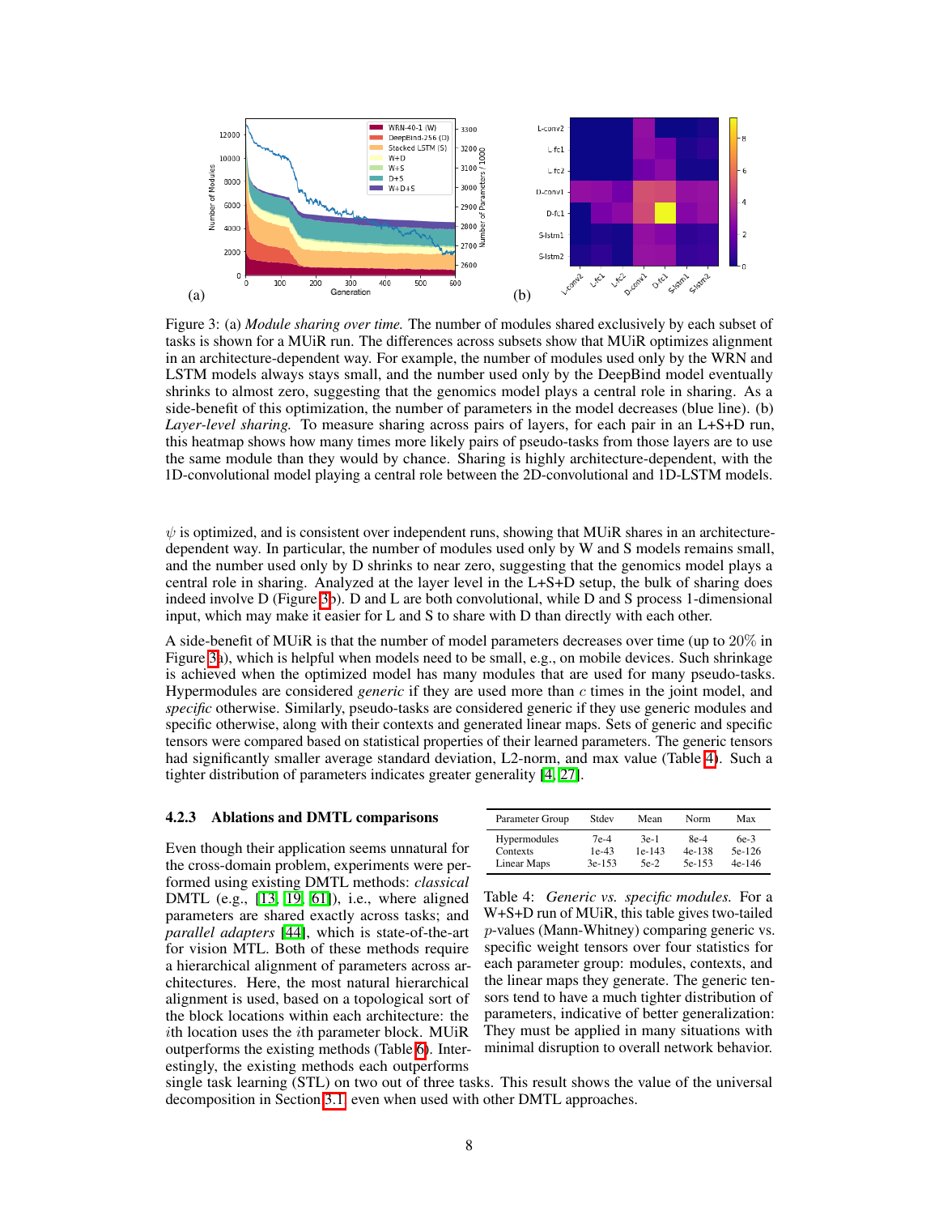Figure 3: (a) *Module sharing over time.* The number of modules shared exclusively by each subset of tasks is shown for a MUiR run. The differences across subsets show that MUiR optimizes alignment in an architecture-dependent way. For example, the number of modules used only by the WRN and LSTM models always stays small, and the number used only by the DeepBind model eventually shrinks to almost zero, suggesting that the genomics model plays a central role in sharing. As a side-benefit of this optimization, the number of parameters in the model decreases (blue line). (b) *Layer-level sharing.* To measure sharing across pairs of layers, for each pair in an L+S+D run, this heatmap shows how many times more likely pairs of pseudo-tasks from those layers are to use the same module than they would by chance. Sharing is highly architecture-dependent, with the 1D-convolutional model playing a central role between the 2D-convolutional and 1D-LSTM models.

$\psi$ is optimized, and is consistent over independent runs, showing that MUiR shares in an architecture-dependent way. In particular, the number of modules used only by W and S models remains small, and the number used only by D shrinks to near zero, suggesting that the genomics model plays a central role in sharing. Analyzed at the layer level in the L+S+D setup, the bulk of sharing does indeed involve D (Figure 3b). D and L are both convolutional, while D and S process 1-dimensional input, which may make it easier for L and S to share with D than directly with each other.

A side-benefit of MUiR is that the number of model parameters decreases over time (up to 20% in Figure 3a), which is helpful when models need to be small, e.g., on mobile devices. Such shrinkage is achieved when the optimized model has many modules that are used for many pseudo-tasks. Hypermodules are considered *generic* if they are used more than $c$ times in the joint model, and *specific* otherwise. Similarly, pseudo-tasks are considered generic if they use generic modules and specific otherwise, along with their contexts and generated linear maps. Sets of generic and specific tensors were compared based on statistical properties of their learned parameters. The generic tensors had significantly smaller average standard deviation, L2-norm, and max value (Table 4). Such a tighter distribution of parameters indicates greater generality [4, 27].

#### 4.2.3 Ablations and DMTL comparisons

Even though their application seems unnatural for the cross-domain problem, experiments were performed using existing DMTL methods: *classical* DMTL (e.g., [13, 19, 61]), i.e., where aligned parameters are shared exactly across tasks; and *parallel adapters* [44], which is state-of-the-art for vision MTL. Both of these methods require a hierarchical alignment of parameters across architectures. Here, the most natural hierarchical alignment is used, based on a topological sort of the block locations within each architecture: the $i$th location uses the $i$th parameter block. MUiR outperforms the existing methods (Table 6). Interestingly, the existing methods each outperforms single task learning (STL) on two out of three tasks. This result shows the value of the universal decomposition in Section 3.1, even when used with other DMTL approaches.

| Parameter Group | Stdev | Mean | Norm | Max |
|---|---|---|---|---|
| Hypermodules | 7e-4 | 3e-1 | 8e-4 | 6e-3 |
| Contexts | 1e-43 | 1e-143 | 4e-138 | 5e-126 |
| Linear Maps | 3e-153 | 5e-2 | 5e-153 | 4e-146 |

Table 4: *Generic vs. specific modules.* For a W+S+D run of MUiR, this table gives two-tailed $p$-values (Mann-Whitney) comparing generic vs. specific weight tensors over four statistics for each parameter group: modules, contexts, and the linear maps they generate. The generic tensors tend to have a much tighter distribution of parameters, indicative of better generalization: They must be applied in many situations with minimal disruption to overall network behavior.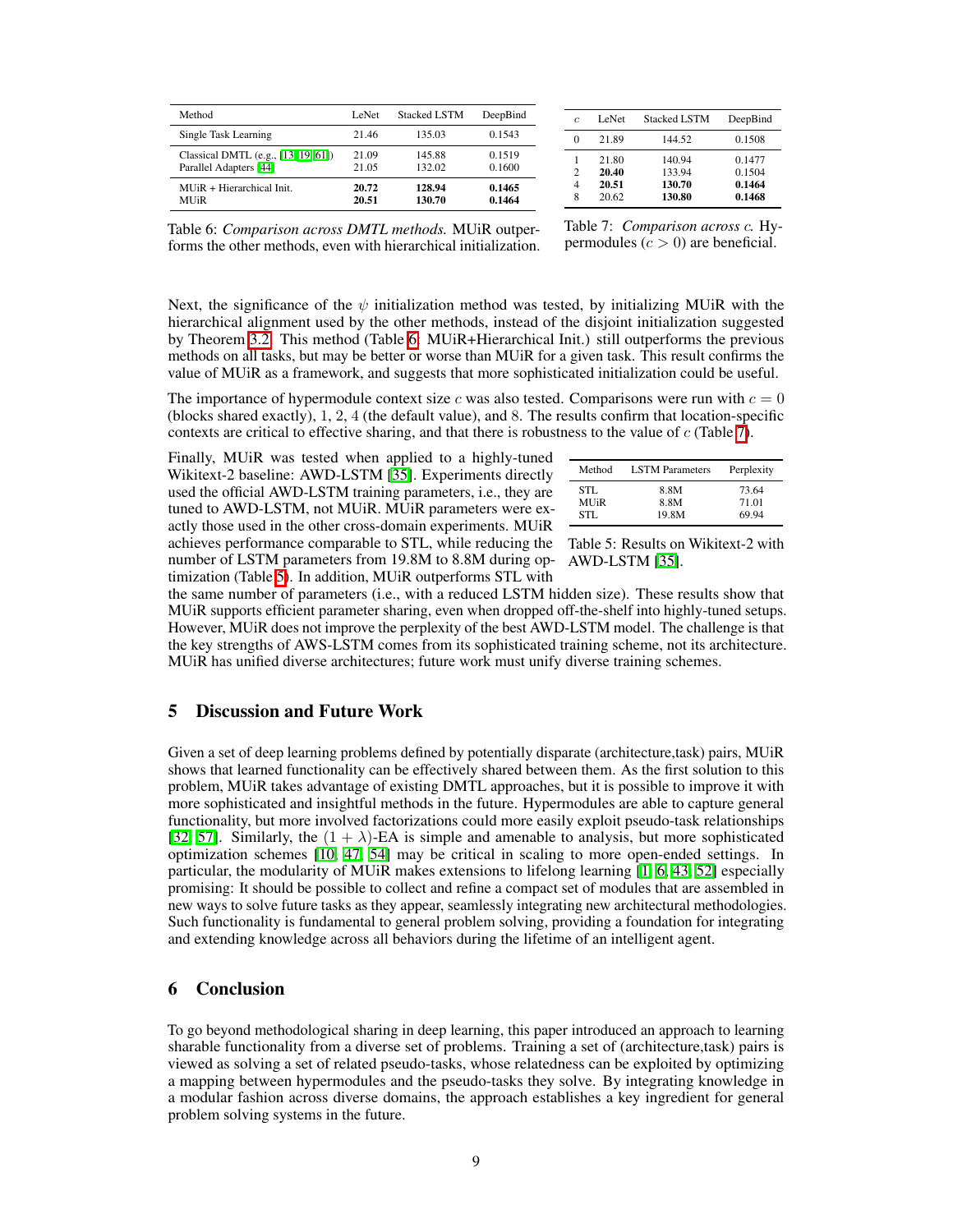| Method | LeNet | Stacked LSTM | DeepBind |
|---|---|---|---|
| Single Task Learning | 21.46 | 135.03 | 0.1543 |
| Classical DMTL (e.g., [13, 19, 61]) | 21.09 | 145.88 | 0.1519 |
| Parallel Adapters [44] | 21.05 | 132.02 | 0.1600 |
| MUiR + Hierarchical Init. | **20.72** | **128.94** | **0.1465** |
| MUiR | **20.51** | **130.70** | **0.1464** |

Table 6: *Comparison across DMTL methods.* MUiR outperforms the other methods, even with hierarchical initialization.

| $c$ | LeNet | Stacked LSTM | DeepBind |
|---|---|---|---|
| 0 | 21.89 | 144.52 | 0.1508 |
| 1 | 21.80 | 140.94 | 0.1477 |
| 2 | **20.40** | 133.94 | 0.1504 |
| 4 | **20.51** | **130.70** | **0.1464** |
| 8 | 20.62 | **130.80** | **0.1468** |

Table 7: *Comparison across $c$.* Hypermodules ($c > 0$) are beneficial.

Next, the significance of the $\psi$ initialization method was tested, by initializing MUiR with the hierarchical alignment used by the other methods, instead of the disjoint initialization suggested by Theorem 3.2. This method (Table 6: MUiR+Hierarchical Init.) still outperforms the previous methods on all tasks, but may be better or worse than MUiR for a given task. This result confirms the value of MUiR as a framework, and suggests that more sophisticated initialization could be useful.

The importance of hypermodule context size $c$ was also tested. Comparisons were run with $c = 0$ (blocks shared exactly), 1, 2, 4 (the default value), and 8. The results confirm that location-specific contexts are critical to effective sharing, and that there is robustness to the value of $c$ (Table 7).

Finally, MUiR was tested when applied to a highly-tuned Wikitext-2 baseline: AWD-LSTM [35]. Experiments directly used the official AWD-LSTM training parameters, i.e., they are tuned to AWD-LSTM, not MUiR. MUiR parameters were exactly those used in the other cross-domain experiments. MUiR achieves performance comparable to STL, while reducing the number of LSTM parameters from 19.8M to 8.8M during optimization (Table 5). In addition, MUiR outperforms STL with the same number of parameters (i.e., with a reduced LSTM hidden size). These results show that MUiR supports efficient parameter sharing, even when dropped off-the-shelf into highly-tuned setups. However, MUiR does not improve the perplexity of the best AWD-LSTM model. The challenge is that the key strengths of AWS-LSTM comes from its sophisticated training scheme, not its architecture. MUiR has unified diverse architectures; future work must unify diverse training schemes.

| Method | LSTM Parameters | Perplexity |
|---|---|---|
| STL | 8.8M | 73.64 |
| MUiR | 8.8M | 71.01 |
| STL | 19.8M | 69.94 |

Table 5: Results on Wikitext-2 with AWD-LSTM [35].

## 5 Discussion and Future Work

Given a set of deep learning problems defined by potentially disparate (architecture,task) pairs, MUiR shows that learned functionality can be effectively shared between them. As the first solution to this problem, MUiR takes advantage of existing DMTL approaches, but it is possible to improve it with more sophisticated and insightful methods in the future. Hypermodules are able to capture general functionality, but more involved factorizations could more easily exploit pseudo-task relationships [32, 57]. Similarly, the $(1 + \lambda)$-EA is simple and amenable to analysis, but more sophisticated optimization schemes [10, 47, 54] may be critical in scaling to more open-ended settings. In particular, the modularity of MUiR makes extensions to lifelong learning [1, 6, 43, 52] especially promising: It should be possible to collect and refine a compact set of modules that are assembled in new ways to solve future tasks as they appear, seamlessly integrating new architectural methodologies. Such functionality is fundamental to general problem solving, providing a foundation for integrating and extending knowledge across all behaviors during the lifetime of an intelligent agent.

## 6 Conclusion

To go beyond methodological sharing in deep learning, this paper introduced an approach to learning sharable functionality from a diverse set of problems. Training a set of (architecture,task) pairs is viewed as solving a set of related pseudo-tasks, whose relatedness can be exploited by optimizing a mapping between hypermodules and the pseudo-tasks they solve. By integrating knowledge in a modular fashion across diverse domains, the approach establishes a key ingredient for general problem solving systems in the future.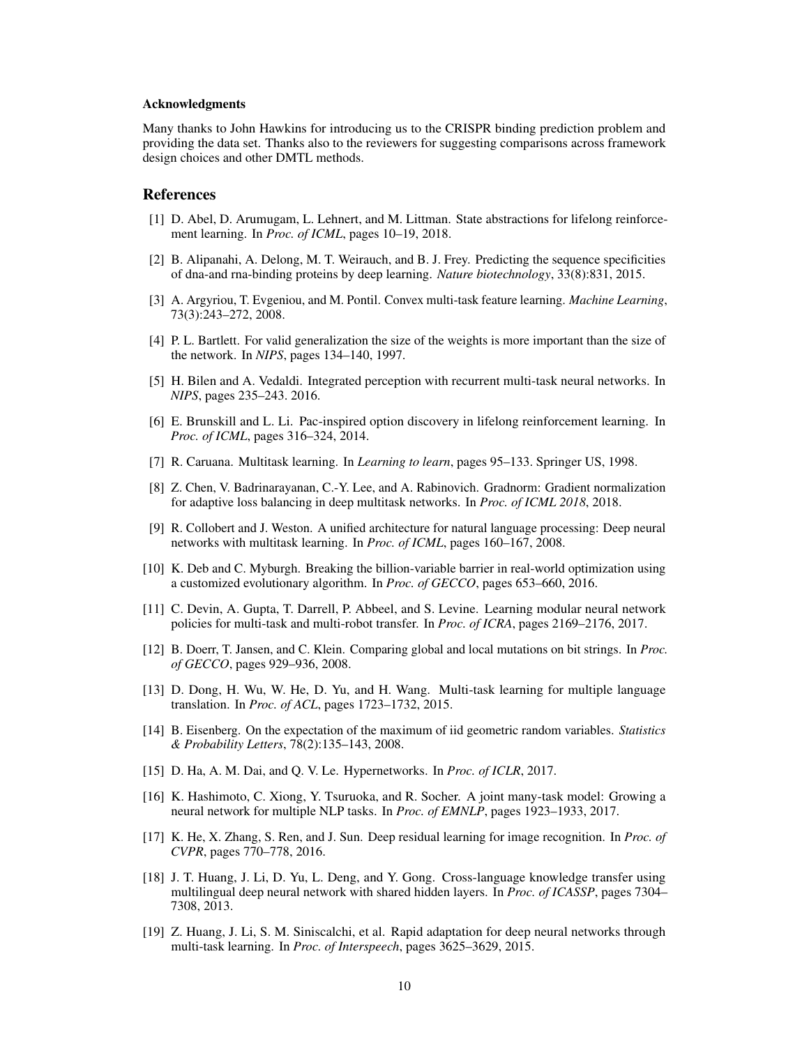#### Acknowledgments

Many thanks to John Hawkins for introducing us to the CRISPR binding prediction problem and providing the data set. Thanks also to the reviewers for suggesting comparisons across framework design choices and other DMTL methods.

## References

[1] D. Abel, D. Arumugam, L. Lehnert, and M. Littman. State abstractions for lifelong reinforcement learning. In *Proc. of ICML*, pages 10–19, 2018.

[2] B. Alipanahi, A. Delong, M. T. Weirauch, and B. J. Frey. Predicting the sequence specificities of dna-and rna-binding proteins by deep learning. *Nature biotechnology*, 33(8):831, 2015.

[3] A. Argyriou, T. Evgeniou, and M. Pontil. Convex multi-task feature learning. *Machine Learning*, 73(3):243–272, 2008.

[4] P. L. Bartlett. For valid generalization the size of the weights is more important than the size of the network. In *NIPS*, pages 134–140, 1997.

[5] H. Bilen and A. Vedaldi. Integrated perception with recurrent multi-task neural networks. In *NIPS*, pages 235–243. 2016.

[6] E. Brunskill and L. Li. Pac-inspired option discovery in lifelong reinforcement learning. In *Proc. of ICML*, pages 316–324, 2014.

[7] R. Caruana. Multitask learning. In *Learning to learn*, pages 95–133. Springer US, 1998.

[8] Z. Chen, V. Badrinarayanan, C.-Y. Lee, and A. Rabinovich. Gradnorm: Gradient normalization for adaptive loss balancing in deep multitask networks. In *Proc. of ICML 2018*, 2018.

[9] R. Collobert and J. Weston. A unified architecture for natural language processing: Deep neural networks with multitask learning. In *Proc. of ICML*, pages 160–167, 2008.

[10] K. Deb and C. Myburgh. Breaking the billion-variable barrier in real-world optimization using a customized evolutionary algorithm. In *Proc. of GECCO*, pages 653–660, 2016.

[11] C. Devin, A. Gupta, T. Darrell, P. Abbeel, and S. Levine. Learning modular neural network policies for multi-task and multi-robot transfer. In *Proc. of ICRA*, pages 2169–2176, 2017.

[12] B. Doerr, T. Jansen, and C. Klein. Comparing global and local mutations on bit strings. In *Proc. of GECCO*, pages 929–936, 2008.

[13] D. Dong, H. Wu, W. He, D. Yu, and H. Wang. Multi-task learning for multiple language translation. In *Proc. of ACL*, pages 1723–1732, 2015.

[14] B. Eisenberg. On the expectation of the maximum of iid geometric random variables. *Statistics & Probability Letters*, 78(2):135–143, 2008.

[15] D. Ha, A. M. Dai, and Q. V. Le. Hypernetworks. In *Proc. of ICLR*, 2017.

[16] K. Hashimoto, C. Xiong, Y. Tsuruoka, and R. Socher. A joint many-task model: Growing a neural network for multiple NLP tasks. In *Proc. of EMNLP*, pages 1923–1933, 2017.

[17] K. He, X. Zhang, S. Ren, and J. Sun. Deep residual learning for image recognition. In *Proc. of CVPR*, pages 770–778, 2016.

[18] J. T. Huang, J. Li, D. Yu, L. Deng, and Y. Gong. Cross-language knowledge transfer using multilingual deep neural network with shared hidden layers. In *Proc. of ICASSP*, pages 7304–7308, 2013.

[19] Z. Huang, J. Li, S. M. Siniscalchi, et al. Rapid adaptation for deep neural networks through multi-task learning. In *Proc. of Interspeech*, pages 3625–3629, 2015.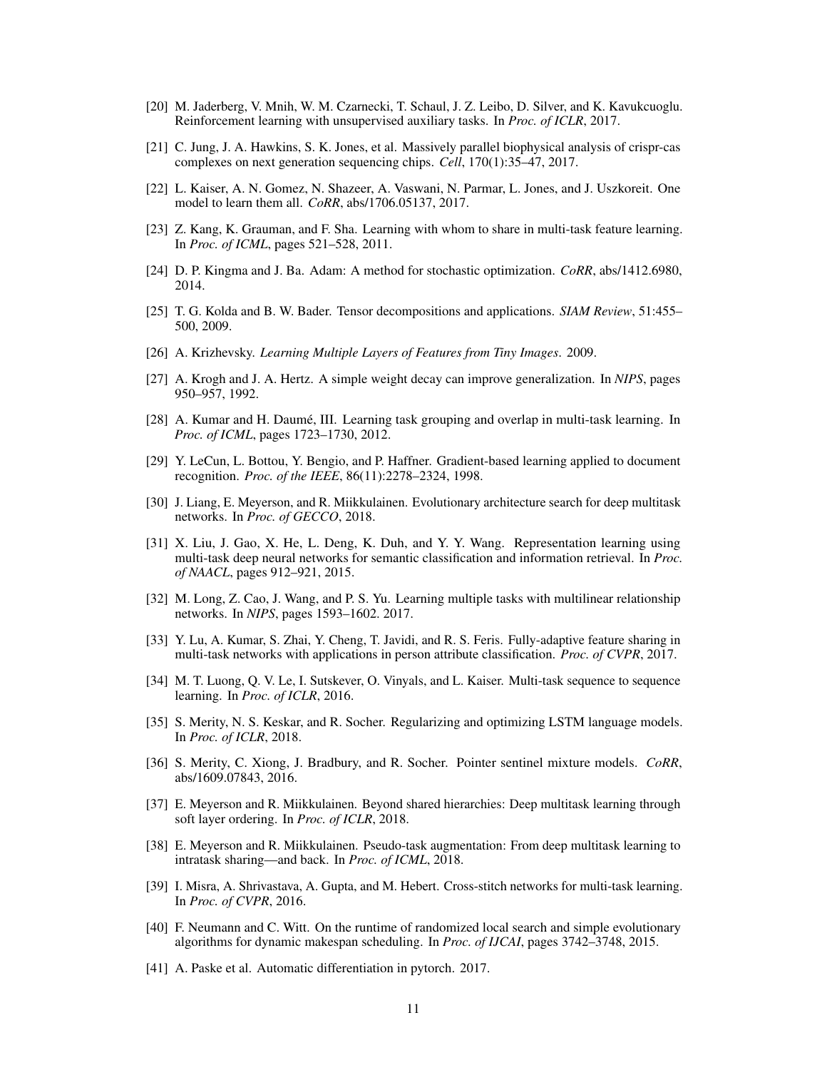[20] M. Jaderberg, V. Mnih, W. M. Czarnecki, T. Schaul, J. Z. Leibo, D. Silver, and K. Kavukcuoglu. Reinforcement learning with unsupervised auxiliary tasks. In *Proc. of ICLR*, 2017.

[21] C. Jung, J. A. Hawkins, S. K. Jones, et al. Massively parallel biophysical analysis of crispr-cas complexes on next generation sequencing chips. *Cell*, 170(1):35–47, 2017.

[22] L. Kaiser, A. N. Gomez, N. Shazeer, A. Vaswani, N. Parmar, L. Jones, and J. Uszkoreit. One model to learn them all. *CoRR*, abs/1706.05137, 2017.

[23] Z. Kang, K. Grauman, and F. Sha. Learning with whom to share in multi-task feature learning. In *Proc. of ICML*, pages 521–528, 2011.

[24] D. P. Kingma and J. Ba. Adam: A method for stochastic optimization. *CoRR*, abs/1412.6980, 2014.

[25] T. G. Kolda and B. W. Bader. Tensor decompositions and applications. *SIAM Review*, 51:455–500, 2009.

[26] A. Krizhevsky. *Learning Multiple Layers of Features from Tiny Images*. 2009.

[27] A. Krogh and J. A. Hertz. A simple weight decay can improve generalization. In *NIPS*, pages 950–957, 1992.

[28] A. Kumar and H. Daumé, III. Learning task grouping and overlap in multi-task learning. In *Proc. of ICML*, pages 1723–1730, 2012.

[29] Y. LeCun, L. Bottou, Y. Bengio, and P. Haffner. Gradient-based learning applied to document recognition. *Proc. of the IEEE*, 86(11):2278–2324, 1998.

[30] J. Liang, E. Meyerson, and R. Miikkulainen. Evolutionary architecture search for deep multitask networks. In *Proc. of GECCO*, 2018.

[31] X. Liu, J. Gao, X. He, L. Deng, K. Duh, and Y. Y. Wang. Representation learning using multi-task deep neural networks for semantic classification and information retrieval. In *Proc. of NAACL*, pages 912–921, 2015.

[32] M. Long, Z. Cao, J. Wang, and P. S. Yu. Learning multiple tasks with multilinear relationship networks. In *NIPS*, pages 1593–1602. 2017.

[33] Y. Lu, A. Kumar, S. Zhai, Y. Cheng, T. Javidi, and R. S. Feris. Fully-adaptive feature sharing in multi-task networks with applications in person attribute classification. *Proc. of CVPR*, 2017.

[34] M. T. Luong, Q. V. Le, I. Sutskever, O. Vinyals, and L. Kaiser. Multi-task sequence to sequence learning. In *Proc. of ICLR*, 2016.

[35] S. Merity, N. S. Keskar, and R. Socher. Regularizing and optimizing LSTM language models. In *Proc. of ICLR*, 2018.

[36] S. Merity, C. Xiong, J. Bradbury, and R. Socher. Pointer sentinel mixture models. *CoRR*, abs/1609.07843, 2016.

[37] E. Meyerson and R. Miikkulainen. Beyond shared hierarchies: Deep multitask learning through soft layer ordering. In *Proc. of ICLR*, 2018.

[38] E. Meyerson and R. Miikkulainen. Pseudo-task augmentation: From deep multitask learning to intratask sharing—and back. In *Proc. of ICML*, 2018.

[39] I. Misra, A. Shrivastava, A. Gupta, and M. Hebert. Cross-stitch networks for multi-task learning. In *Proc. of CVPR*, 2016.

[40] F. Neumann and C. Witt. On the runtime of randomized local search and simple evolutionary algorithms for dynamic makespan scheduling. In *Proc. of IJCAI*, pages 3742–3748, 2015.

[41] A. Paske et al. Automatic differentiation in pytorch. 2017.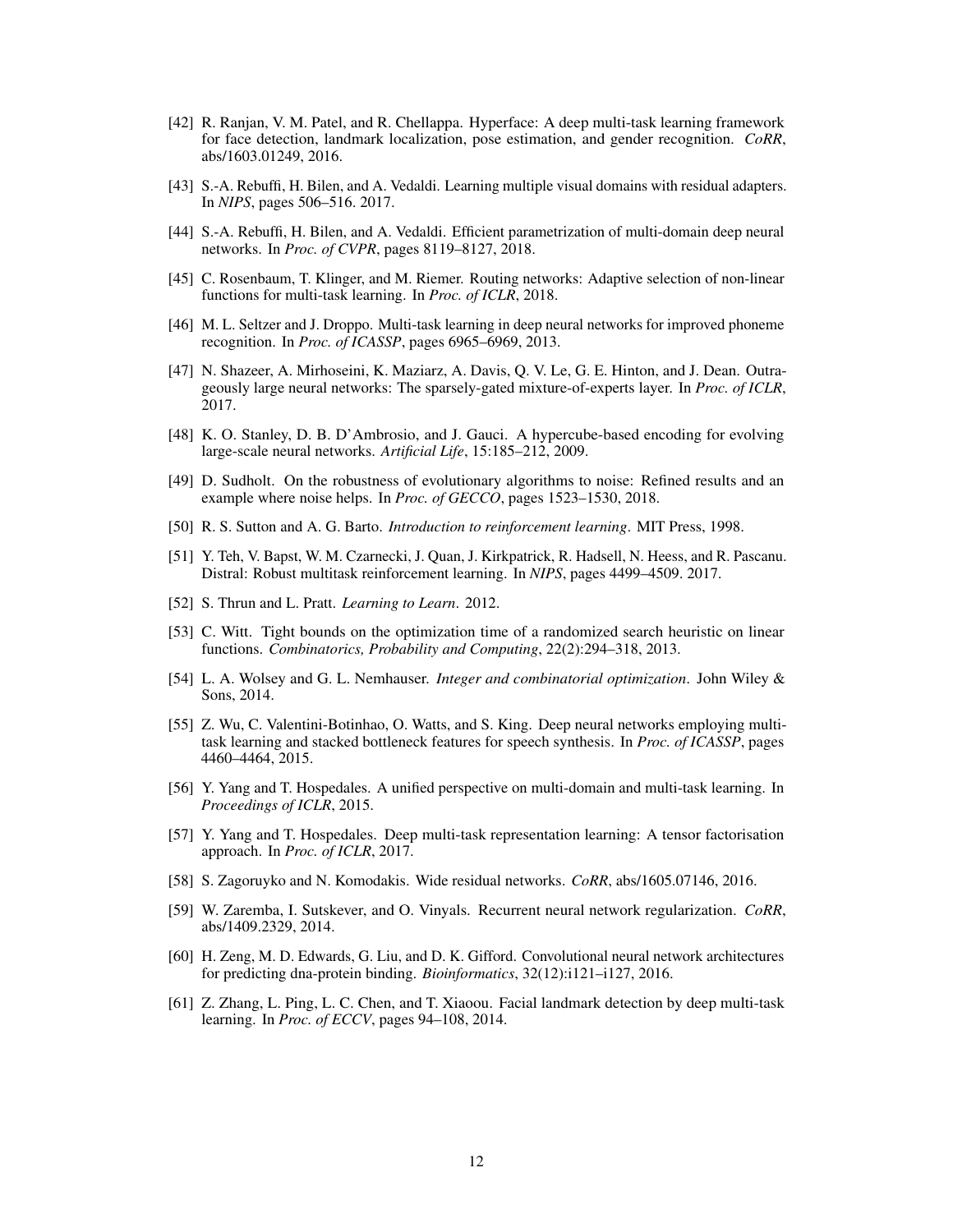[42] R. Ranjan, V. M. Patel, and R. Chellappa. Hyperface: A deep multi-task learning framework for face detection, landmark localization, pose estimation, and gender recognition. *CoRR*, abs/1603.01249, 2016.

[43] S.-A. Rebuffi, H. Bilen, and A. Vedaldi. Learning multiple visual domains with residual adapters. In *NIPS*, pages 506–516. 2017.

[44] S.-A. Rebuffi, H. Bilen, and A. Vedaldi. Efficient parametrization of multi-domain deep neural networks. In *Proc. of CVPR*, pages 8119–8127, 2018.

[45] C. Rosenbaum, T. Klinger, and M. Riemer. Routing networks: Adaptive selection of non-linear functions for multi-task learning. In *Proc. of ICLR*, 2018.

[46] M. L. Seltzer and J. Droppo. Multi-task learning in deep neural networks for improved phoneme recognition. In *Proc. of ICASSP*, pages 6965–6969, 2013.

[47] N. Shazeer, A. Mirhoseini, K. Maziarz, A. Davis, Q. V. Le, G. E. Hinton, and J. Dean. Outrageously large neural networks: The sparsely-gated mixture-of-experts layer. In *Proc. of ICLR*, 2017.

[48] K. O. Stanley, D. B. D'Ambrosio, and J. Gauci. A hypercube-based encoding for evolving large-scale neural networks. *Artificial Life*, 15:185–212, 2009.

[49] D. Sudholt. On the robustness of evolutionary algorithms to noise: Refined results and an example where noise helps. In *Proc. of GECCO*, pages 1523–1530, 2018.

[50] R. S. Sutton and A. G. Barto. *Introduction to reinforcement learning*. MIT Press, 1998.

[51] Y. Teh, V. Bapst, W. M. Czarnecki, J. Quan, J. Kirkpatrick, R. Hadsell, N. Heess, and R. Pascanu. Distral: Robust multitask reinforcement learning. In *NIPS*, pages 4499–4509. 2017.

[52] S. Thrun and L. Pratt. *Learning to Learn*. 2012.

[53] C. Witt. Tight bounds on the optimization time of a randomized search heuristic on linear functions. *Combinatorics, Probability and Computing*, 22(2):294–318, 2013.

[54] L. A. Wolsey and G. L. Nemhauser. *Integer and combinatorial optimization*. John Wiley & Sons, 2014.

[55] Z. Wu, C. Valentini-Botinhao, O. Watts, and S. King. Deep neural networks employing multi-task learning and stacked bottleneck features for speech synthesis. In *Proc. of ICASSP*, pages 4460–4464, 2015.

[56] Y. Yang and T. Hospedales. A unified perspective on multi-domain and multi-task learning. In *Proceedings of ICLR*, 2015.

[57] Y. Yang and T. Hospedales. Deep multi-task representation learning: A tensor factorisation approach. In *Proc. of ICLR*, 2017.

[58] S. Zagoruyko and N. Komodakis. Wide residual networks. *CoRR*, abs/1605.07146, 2016.

[59] W. Zaremba, I. Sutskever, and O. Vinyals. Recurrent neural network regularization. *CoRR*, abs/1409.2329, 2014.

[60] H. Zeng, M. D. Edwards, G. Liu, and D. K. Gifford. Convolutional neural network architectures for predicting dna-protein binding. *Bioinformatics*, 32(12):i121–i127, 2016.

[61] Z. Zhang, L. Ping, L. C. Chen, and T. Xiaoou. Facial landmark detection by deep multi-task learning. In *Proc. of ECCV*, pages 94–108, 2014.